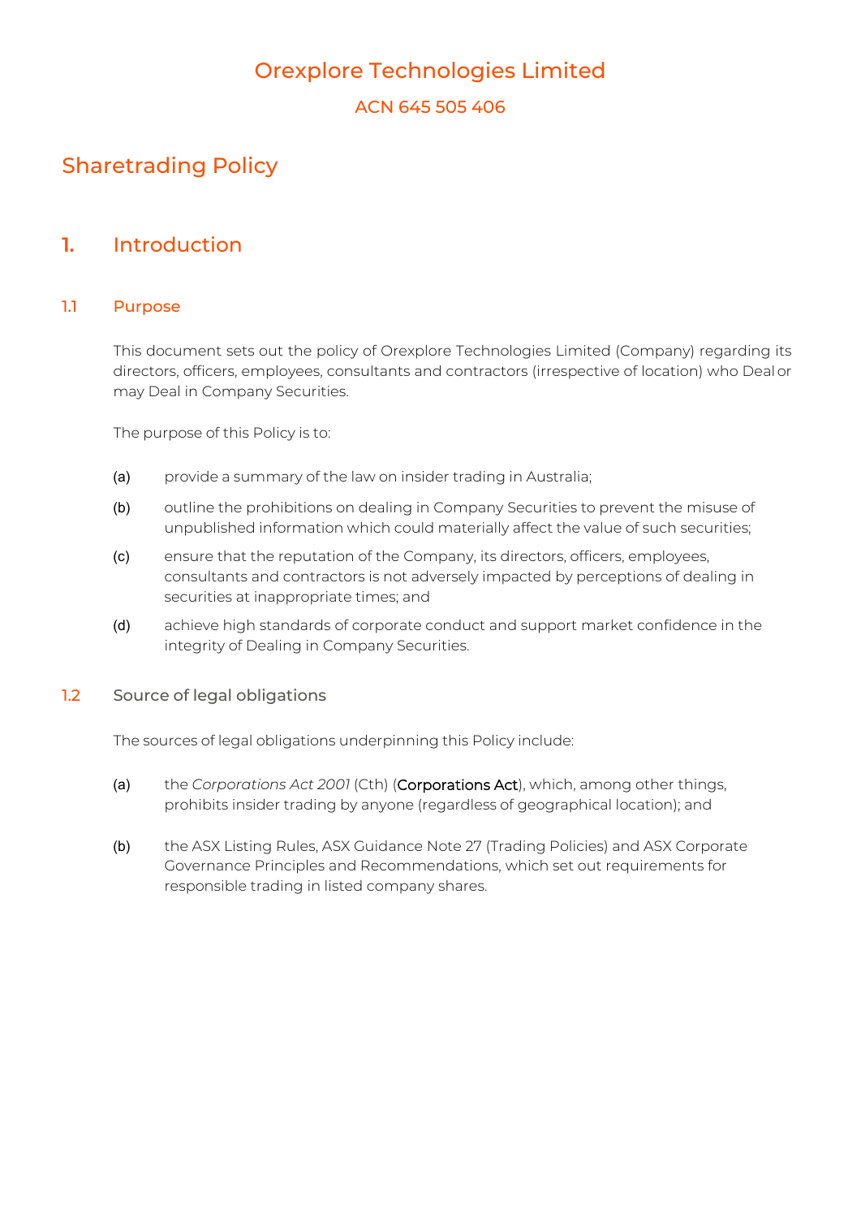# Orexplore Technologies Limited

ACN 645 505 406

# Sharetrading Policy

## 1. Introduction

### 1.1 Purpose

This document sets out the policy of Orexplore Technologies Limited (Company) regarding its directors, officers, employees, consultants and contractors (irrespective of location) who Deal or may Deal in Company Securities.

The purpose of this Policy is to:

(a) provide a summary of the law on insider trading in Australia;

(b) outline the prohibitions on dealing in Company Securities to prevent the misuse of unpublished information which could materially affect the value of such securities;

(c) ensure that the reputation of the Company, its directors, officers, employees, consultants and contractors is not adversely impacted by perceptions of dealing in securities at inappropriate times; and

(d) achieve high standards of corporate conduct and support market confidence in the integrity of Dealing in Company Securities.

### 1.2 Source of legal obligations

The sources of legal obligations underpinning this Policy include:

(a) the *Corporations Act 2001* (Cth) (Corporations Act), which, among other things, prohibits insider trading by anyone (regardless of geographical location); and

(b) the ASX Listing Rules, ASX Guidance Note 27 (Trading Policies) and ASX Corporate Governance Principles and Recommendations, which set out requirements for responsible trading in listed company shares.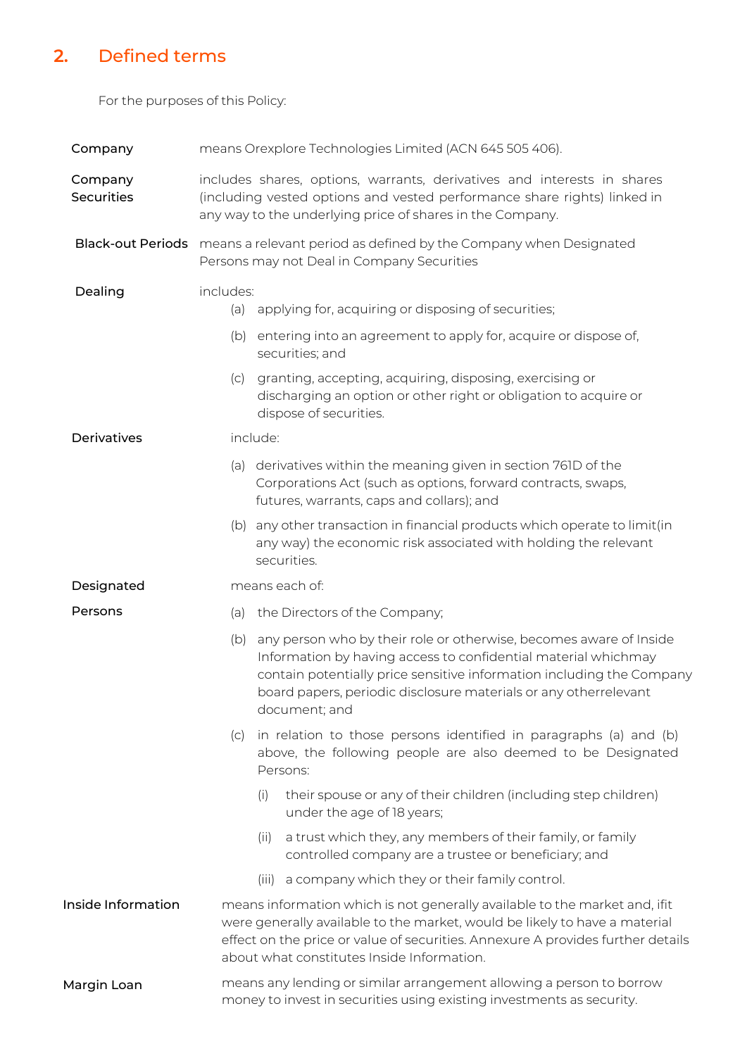## 2. Defined terms

For the purposes of this Policy:

**Company** means Orexplore Technologies Limited (ACN 645 505 406).

**Company Securities** includes shares, options, warrants, derivatives and interests in shares (including vested options and vested performance share rights) linked in any way to the underlying price of shares in the Company.

**Black-out Periods** means a relevant period as defined by the Company when Designated Persons may not Deal in Company Securities

**Dealing** includes:

(a) applying for, acquiring or disposing of securities;

(b) entering into an agreement to apply for, acquire or dispose of, securities; and

(c) granting, accepting, acquiring, disposing, exercising or discharging an option or other right or obligation to acquire or dispose of securities.

**Derivatives** include:

(a) derivatives within the meaning given in section 761D of the Corporations Act (such as options, forward contracts, swaps, futures, warrants, caps and collars); and

(b) any other transaction in financial products which operate to limit(in any way) the economic risk associated with holding the relevant securities.

**Designated Persons** means each of:

(a) the Directors of the Company;

(b) any person who by their role or otherwise, becomes aware of Inside Information by having access to confidential material whichmay contain potentially price sensitive information including the Company board papers, periodic disclosure materials or any otherrelevant document; and

(c) in relation to those persons identified in paragraphs (a) and (b) above, the following people are also deemed to be Designated Persons:

(i) their spouse or any of their children (including step children) under the age of 18 years;

(ii) a trust which they, any members of their family, or family controlled company are a trustee or beneficiary; and

(iii) a company which they or their family control.

**Inside Information** means information which is not generally available to the market and, ifit were generally available to the market, would be likely to have a material effect on the price or value of securities. Annexure A provides further details about what constitutes Inside Information.

**Margin Loan** means any lending or similar arrangement allowing a person to borrow money to invest in securities using existing investments as security.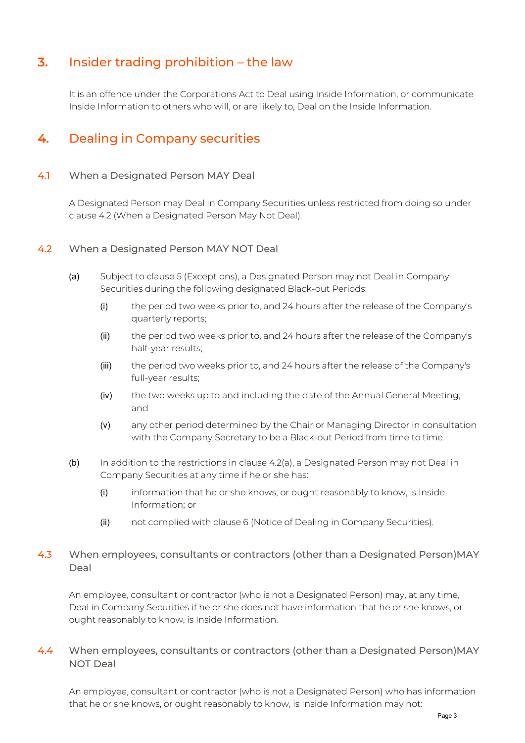## 3. Insider trading prohibition – the law

It is an offence under the Corporations Act to Deal using Inside Information, or communicate Inside Information to others who will, or are likely to, Deal on the Inside Information.

## 4. Dealing in Company securities

### 4.1 When a Designated Person MAY Deal

A Designated Person may Deal in Company Securities unless restricted from doing so under clause 4.2 (When a Designated Person May Not Deal).

### 4.2 When a Designated Person MAY NOT Deal

(a) Subject to clause 5 (Exceptions), a Designated Person may not Deal in Company Securities during the following designated Black-out Periods:

  (i) the period two weeks prior to, and 24 hours after the release of the Company's quarterly reports;

  (ii) the period two weeks prior to, and 24 hours after the release of the Company's half-year results;

  (iii) the period two weeks prior to, and 24 hours after the release of the Company's full-year results;

  (iv) the two weeks up to and including the date of the Annual General Meeting; and

  (v) any other period determined by the Chair or Managing Director in consultation with the Company Secretary to be a Black-out Period from time to time.

(b) In addition to the restrictions in clause 4.2(a), a Designated Person may not Deal in Company Securities at any time if he or she has:

  (i) information that he or she knows, or ought reasonably to know, is Inside Information; or

  (ii) not complied with clause 6 (Notice of Dealing in Company Securities).

### 4.3 When employees, consultants or contractors (other than a Designated Person)MAY Deal

An employee, consultant or contractor (who is not a Designated Person) may, at any time, Deal in Company Securities if he or she does not have information that he or she knows, or ought reasonably to know, is Inside Information.

### 4.4 When employees, consultants or contractors (other than a Designated Person)MAY NOT Deal

An employee, consultant or contractor (who is not a Designated Person) who has information that he or she knows, or ought reasonably to know, is Inside Information may not: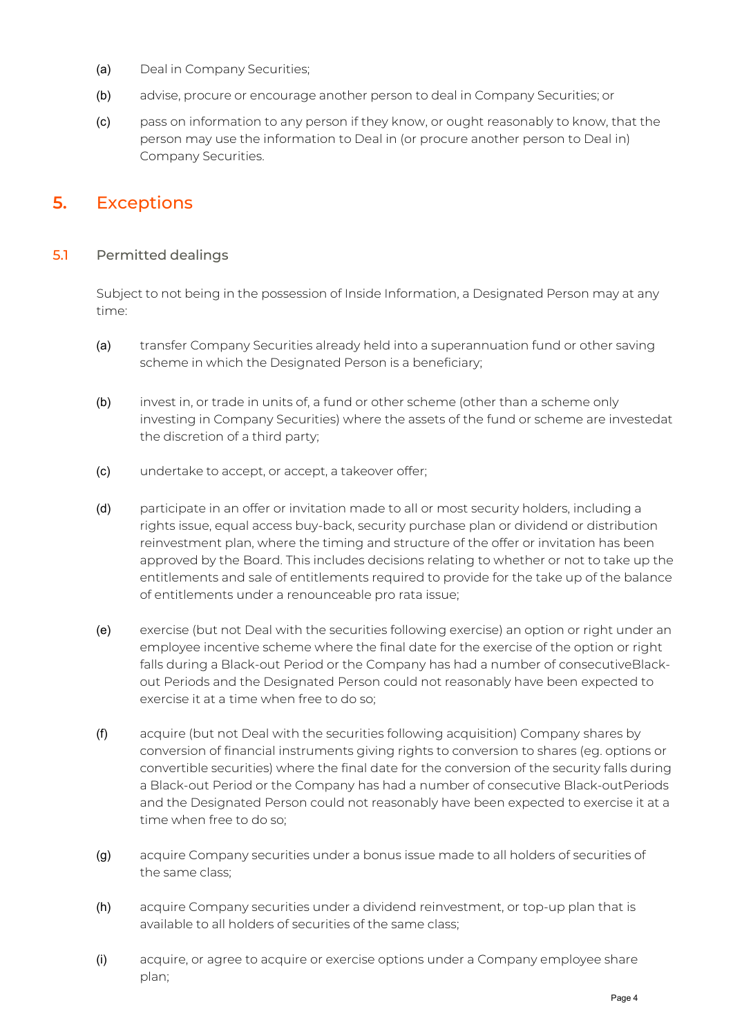(a) Deal in Company Securities;

(b) advise, procure or encourage another person to deal in Company Securities; or

(c) pass on information to any person if they know, or ought reasonably to know, that the person may use the information to Deal in (or procure another person to Deal in) Company Securities.

## 5. Exceptions

### 5.1 Permitted dealings

Subject to not being in the possession of Inside Information, a Designated Person may at any time:

(a) transfer Company Securities already held into a superannuation fund or other saving scheme in which the Designated Person is a beneficiary;

(b) invest in, or trade in units of, a fund or other scheme (other than a scheme only investing in Company Securities) where the assets of the fund or scheme are investedat the discretion of a third party;

(c) undertake to accept, or accept, a takeover offer;

(d) participate in an offer or invitation made to all or most security holders, including a rights issue, equal access buy-back, security purchase plan or dividend or distribution reinvestment plan, where the timing and structure of the offer or invitation has been approved by the Board. This includes decisions relating to whether or not to take up the entitlements and sale of entitlements required to provide for the take up of the balance of entitlements under a renounceable pro rata issue;

(e) exercise (but not Deal with the securities following exercise) an option or right under an employee incentive scheme where the final date for the exercise of the option or right falls during a Black-out Period or the Company has had a number of consecutiveBlack-out Periods and the Designated Person could not reasonably have been expected to exercise it at a time when free to do so;

(f) acquire (but not Deal with the securities following acquisition) Company shares by conversion of financial instruments giving rights to conversion to shares (eg. options or convertible securities) where the final date for the conversion of the security falls during a Black-out Period or the Company has had a number of consecutive Black-outPeriods and the Designated Person could not reasonably have been expected to exercise it at a time when free to do so;

(g) acquire Company securities under a bonus issue made to all holders of securities of the same class;

(h) acquire Company securities under a dividend reinvestment, or top-up plan that is available to all holders of securities of the same class;

(i) acquire, or agree to acquire or exercise options under a Company employee share plan;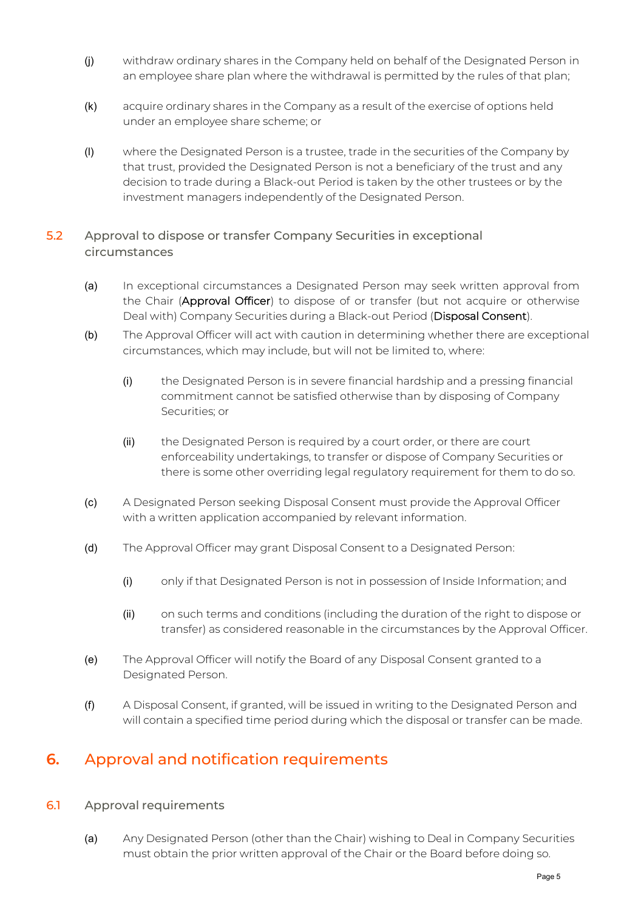(j) withdraw ordinary shares in the Company held on behalf of the Designated Person in an employee share plan where the withdrawal is permitted by the rules of that plan;

(k) acquire ordinary shares in the Company as a result of the exercise of options held under an employee share scheme; or

(l) where the Designated Person is a trustee, trade in the securities of the Company by that trust, provided the Designated Person is not a beneficiary of the trust and any decision to trade during a Black-out Period is taken by the other trustees or by the investment managers independently of the Designated Person.

### 5.2 Approval to dispose or transfer Company Securities in exceptional circumstances

(a) In exceptional circumstances a Designated Person may seek written approval from the Chair (**Approval Officer**) to dispose of or transfer (but not acquire or otherwise Deal with) Company Securities during a Black-out Period (**Disposal Consent**).

(b) The Approval Officer will act with caution in determining whether there are exceptional circumstances, which may include, but will not be limited to, where:

(i) the Designated Person is in severe financial hardship and a pressing financial commitment cannot be satisfied otherwise than by disposing of Company Securities; or

(ii) the Designated Person is required by a court order, or there are court enforceability undertakings, to transfer or dispose of Company Securities or there is some other overriding legal regulatory requirement for them to do so.

(c) A Designated Person seeking Disposal Consent must provide the Approval Officer with a written application accompanied by relevant information.

(d) The Approval Officer may grant Disposal Consent to a Designated Person:

(i) only if that Designated Person is not in possession of Inside Information; and

(ii) on such terms and conditions (including the duration of the right to dispose or transfer) as considered reasonable in the circumstances by the Approval Officer.

(e) The Approval Officer will notify the Board of any Disposal Consent granted to a Designated Person.

(f) A Disposal Consent, if granted, will be issued in writing to the Designated Person and will contain a specified time period during which the disposal or transfer can be made.

## 6. Approval and notification requirements

### 6.1 Approval requirements

(a) Any Designated Person (other than the Chair) wishing to Deal in Company Securities must obtain the prior written approval of the Chair or the Board before doing so.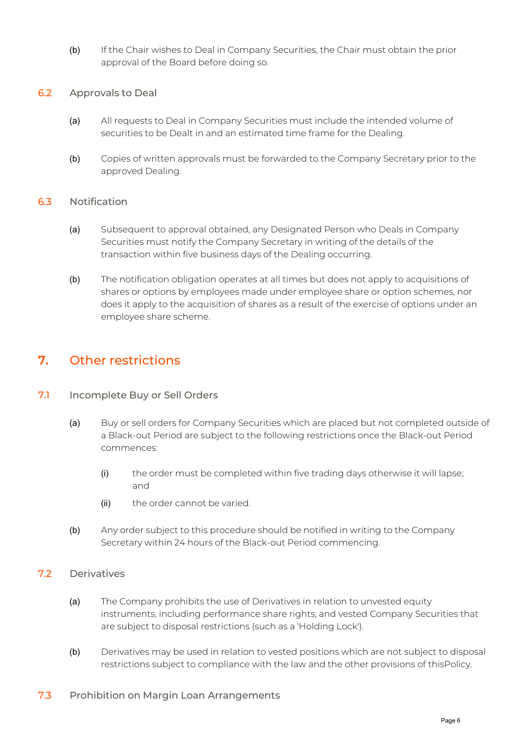(b) If the Chair wishes to Deal in Company Securities, the Chair must obtain the prior approval of the Board before doing so.

### 6.2 Approvals to Deal

(a) All requests to Deal in Company Securities must include the intended volume of securities to be Dealt in and an estimated time frame for the Dealing.

(b) Copies of written approvals must be forwarded to the Company Secretary prior to the approved Dealing.

### 6.3 Notification

(a) Subsequent to approval obtained, any Designated Person who Deals in Company Securities must notify the Company Secretary in writing of the details of the transaction within five business days of the Dealing occurring.

(b) The notification obligation operates at all times but does not apply to acquisitions of shares or options by employees made under employee share or option schemes, nor does it apply to the acquisition of shares as a result of the exercise of options under an employee share scheme.

## 7. Other restrictions

### 7.1 Incomplete Buy or Sell Orders

(a) Buy or sell orders for Company Securities which are placed but not completed outside of a Black-out Period are subject to the following restrictions once the Black-out Period commences:

  (i) the order must be completed within five trading days otherwise it will lapse; and

  (ii) the order cannot be varied.

(b) Any order subject to this procedure should be notified in writing to the Company Secretary within 24 hours of the Black-out Period commencing.

### 7.2 Derivatives

(a) The Company prohibits the use of Derivatives in relation to unvested equity instruments, including performance share rights, and vested Company Securities that are subject to disposal restrictions (such as a 'Holding Lock').

(b) Derivatives may be used in relation to vested positions which are not subject to disposal restrictions subject to compliance with the law and the other provisions of thisPolicy.

### 7.3 Prohibition on Margin Loan Arrangements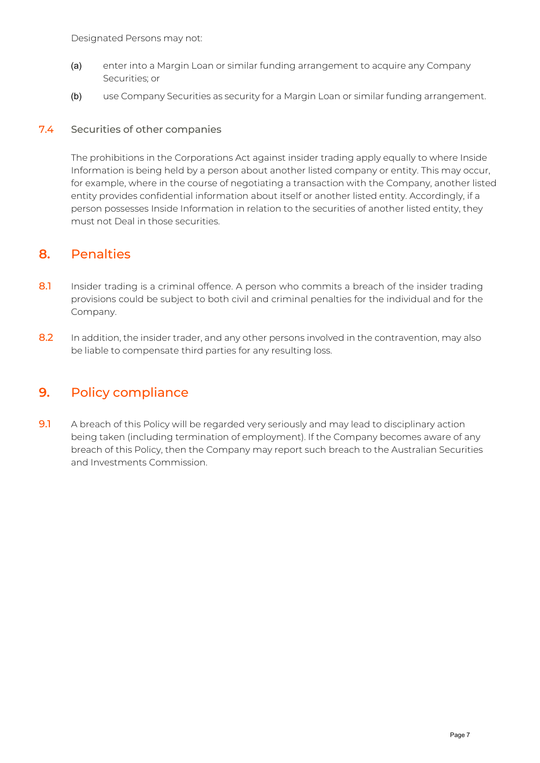Designated Persons may not:

(a) enter into a Margin Loan or similar funding arrangement to acquire any Company Securities; or

(b) use Company Securities as security for a Margin Loan or similar funding arrangement.

### 7.4 Securities of other companies

The prohibitions in the Corporations Act against insider trading apply equally to where Inside Information is being held by a person about another listed company or entity. This may occur, for example, where in the course of negotiating a transaction with the Company, another listed entity provides confidential information about itself or another listed entity. Accordingly, if a person possesses Inside Information in relation to the securities of another listed entity, they must not Deal in those securities.

## 8. Penalties

8.1 Insider trading is a criminal offence. A person who commits a breach of the insider trading provisions could be subject to both civil and criminal penalties for the individual and for the Company.

8.2 In addition, the insider trader, and any other persons involved in the contravention, may also be liable to compensate third parties for any resulting loss.

## 9. Policy compliance

9.1 A breach of this Policy will be regarded very seriously and may lead to disciplinary action being taken (including termination of employment). If the Company becomes aware of any breach of this Policy, then the Company may report such breach to the Australian Securities and Investments Commission.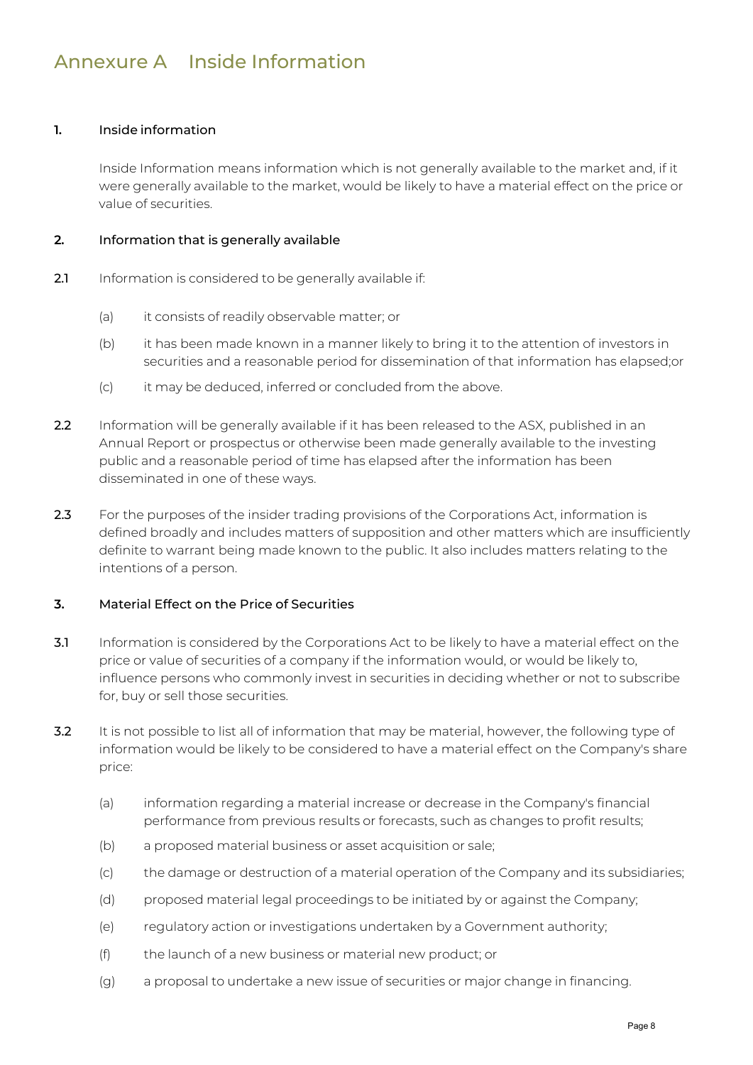# Annexure A Inside Information

## 1. Inside information

Inside Information means information which is not generally available to the market and, if it were generally available to the market, would be likely to have a material effect on the price or value of securities.

## 2. Information that is generally available

**2.1** Information is considered to be generally available if:

(a) it consists of readily observable matter; or

(b) it has been made known in a manner likely to bring it to the attention of investors in securities and a reasonable period for dissemination of that information has elapsed;or

(c) it may be deduced, inferred or concluded from the above.

**2.2** Information will be generally available if it has been released to the ASX, published in an Annual Report or prospectus or otherwise been made generally available to the investing public and a reasonable period of time has elapsed after the information has been disseminated in one of these ways.

**2.3** For the purposes of the insider trading provisions of the Corporations Act, information is defined broadly and includes matters of supposition and other matters which are insufficiently definite to warrant being made known to the public. It also includes matters relating to the intentions of a person.

## 3. Material Effect on the Price of Securities

**3.1** Information is considered by the Corporations Act to be likely to have a material effect on the price or value of securities of a company if the information would, or would be likely to, influence persons who commonly invest in securities in deciding whether or not to subscribe for, buy or sell those securities.

**3.2** It is not possible to list all of information that may be material, however, the following type of information would be likely to be considered to have a material effect on the Company's share price:

(a) information regarding a material increase or decrease in the Company's financial performance from previous results or forecasts, such as changes to profit results;

(b) a proposed material business or asset acquisition or sale;

(c) the damage or destruction of a material operation of the Company and its subsidiaries;

(d) proposed material legal proceedings to be initiated by or against the Company;

(e) regulatory action or investigations undertaken by a Government authority;

(f) the launch of a new business or material new product; or

(g) a proposal to undertake a new issue of securities or major change in financing.